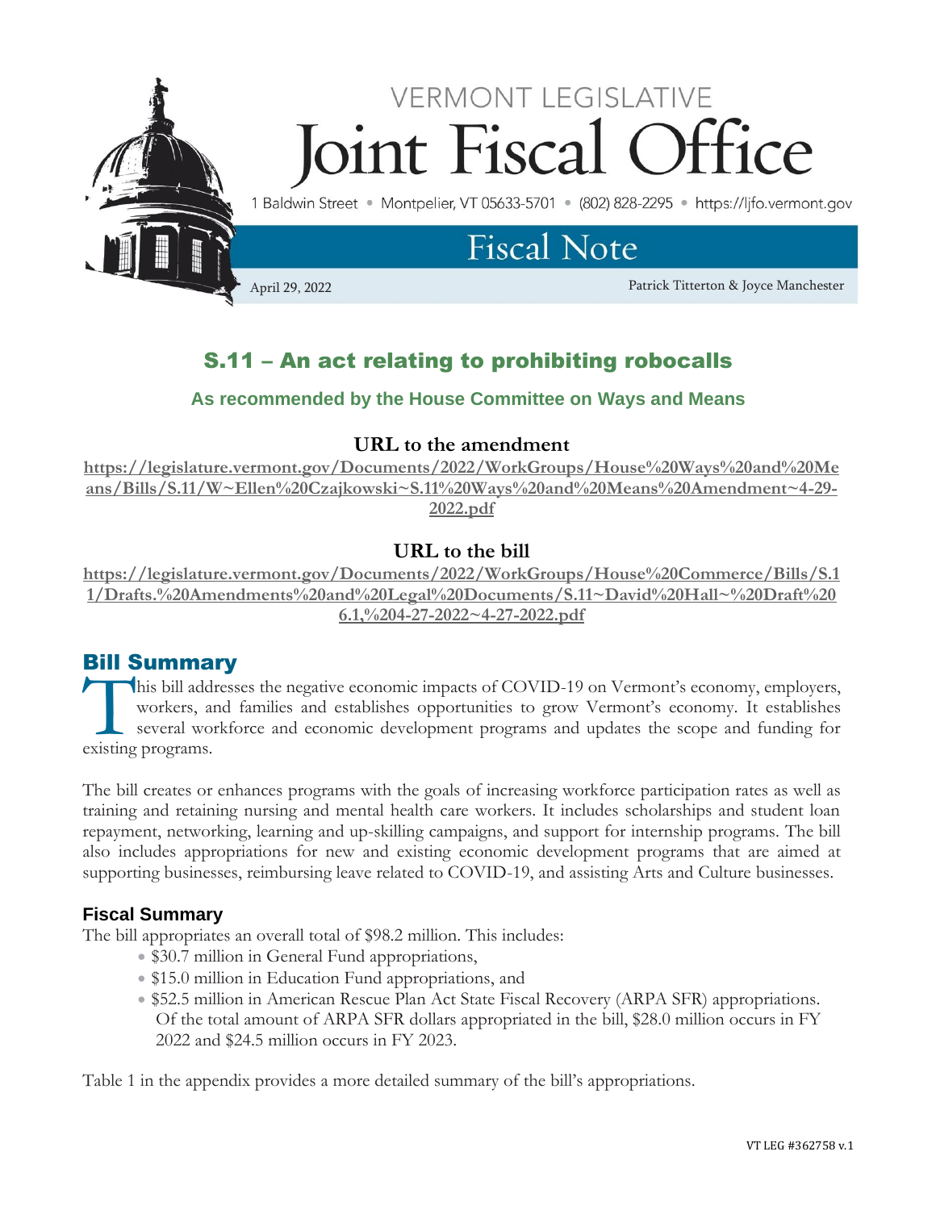# VERMONT LEGISLATIVE Joint Fiscal Office

1 Baldwin Street • Montpelier, VT 05633-5701 • (802) 828-2295 • https://ljfo.vermont.gov

## Fiscal Note

April 29, 2022 Patrick Titterton & Joyce Manchester

# S.11 – An act relating to prohibiting robocalls

### As recommended by the House Committee on Ways and Means

**URL to the amendment**

**https://legislature.vermont.gov/Documents/2022/WorkGroups/House%20Ways%20and%20Means/Bills/S.11/W~Ellen%20Czajkowski~S.11%20Ways%20and%20Means%20Amendment~4-29-2022.pdf**

**URL to the bill**

**https://legislature.vermont.gov/Documents/2022/WorkGroups/House%20Commerce/Bills/S.11/Drafts.%20Amendments%20and%20Legal%20Documents/S.11~David%20Hall~%20Draft%206.1,%204-27-2022~4-27-2022.pdf**

## Bill Summary

This bill addresses the negative economic impacts of COVID-19 on Vermont's economy, employers, workers, and families and establishes opportunities to grow Vermont's economy. It establishes several workforce and economic development programs and updates the scope and funding for existing programs.

The bill creates or enhances programs with the goals of increasing workforce participation rates as well as training and retaining nursing and mental health care workers. It includes scholarships and student loan repayment, networking, learning and up-skilling campaigns, and support for internship programs. The bill also includes appropriations for new and existing economic development programs that are aimed at supporting businesses, reimbursing leave related to COVID-19, and assisting Arts and Culture businesses.

### Fiscal Summary

The bill appropriates an overall total of $98.2 million. This includes:

- $30.7 million in General Fund appropriations,
- $15.0 million in Education Fund appropriations, and
- $52.5 million in American Rescue Plan Act State Fiscal Recovery (ARPA SFR) appropriations. Of the total amount of ARPA SFR dollars appropriated in the bill, $28.0 million occurs in FY 2022 and $24.5 million occurs in FY 2023.

Table 1 in the appendix provides a more detailed summary of the bill's appropriations.

VT LEG #362758 v.1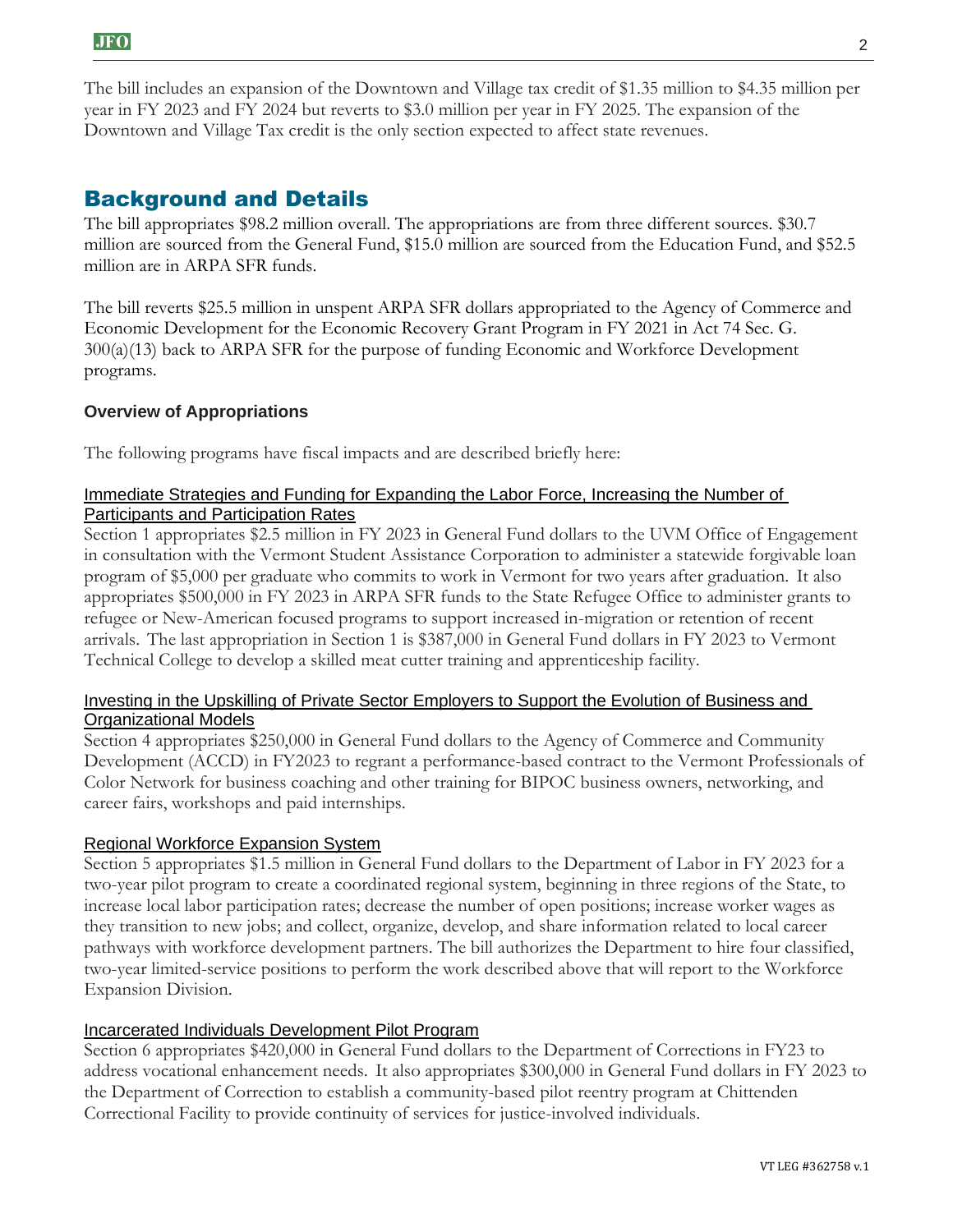The bill includes an expansion of the Downtown and Village tax credit of $1.35 million to $4.35 million per year in FY 2023 and FY 2024 but reverts to $3.0 million per year in FY 2025. The expansion of the Downtown and Village Tax credit is the only section expected to affect state revenues.

## Background and Details

The bill appropriates $98.2 million overall. The appropriations are from three different sources. $30.7 million are sourced from the General Fund, $15.0 million are sourced from the Education Fund, and $52.5 million are in ARPA SFR funds.

The bill reverts $25.5 million in unspent ARPA SFR dollars appropriated to the Agency of Commerce and Economic Development for the Economic Recovery Grant Program in FY 2021 in Act 74 Sec. G. 300(a)(13) back to ARPA SFR for the purpose of funding Economic and Workforce Development programs.

### Overview of Appropriations

The following programs have fiscal impacts and are described briefly here:

#### Immediate Strategies and Funding for Expanding the Labor Force, Increasing the Number of Participants and Participation Rates

Section 1 appropriates $2.5 million in FY 2023 in General Fund dollars to the UVM Office of Engagement in consultation with the Vermont Student Assistance Corporation to administer a statewide forgivable loan program of $5,000 per graduate who commits to work in Vermont for two years after graduation. It also appropriates $500,000 in FY 2023 in ARPA SFR funds to the State Refugee Office to administer grants to refugee or New-American focused programs to support increased in-migration or retention of recent arrivals. The last appropriation in Section 1 is $387,000 in General Fund dollars in FY 2023 to Vermont Technical College to develop a skilled meat cutter training and apprenticeship facility.

#### Investing in the Upskilling of Private Sector Employers to Support the Evolution of Business and Organizational Models

Section 4 appropriates $250,000 in General Fund dollars to the Agency of Commerce and Community Development (ACCD) in FY2023 to regrant a performance-based contract to the Vermont Professionals of Color Network for business coaching and other training for BIPOC business owners, networking, and career fairs, workshops and paid internships.

#### Regional Workforce Expansion System

Section 5 appropriates $1.5 million in General Fund dollars to the Department of Labor in FY 2023 for a two-year pilot program to create a coordinated regional system, beginning in three regions of the State, to increase local labor participation rates; decrease the number of open positions; increase worker wages as they transition to new jobs; and collect, organize, develop, and share information related to local career pathways with workforce development partners. The bill authorizes the Department to hire four classified, two-year limited-service positions to perform the work described above that will report to the Workforce Expansion Division.

#### Incarcerated Individuals Development Pilot Program

Section 6 appropriates $420,000 in General Fund dollars to the Department of Corrections in FY23 to address vocational enhancement needs. It also appropriates $300,000 in General Fund dollars in FY 2023 to the Department of Correction to establish a community-based pilot reentry program at Chittenden Correctional Facility to provide continuity of services for justice-involved individuals.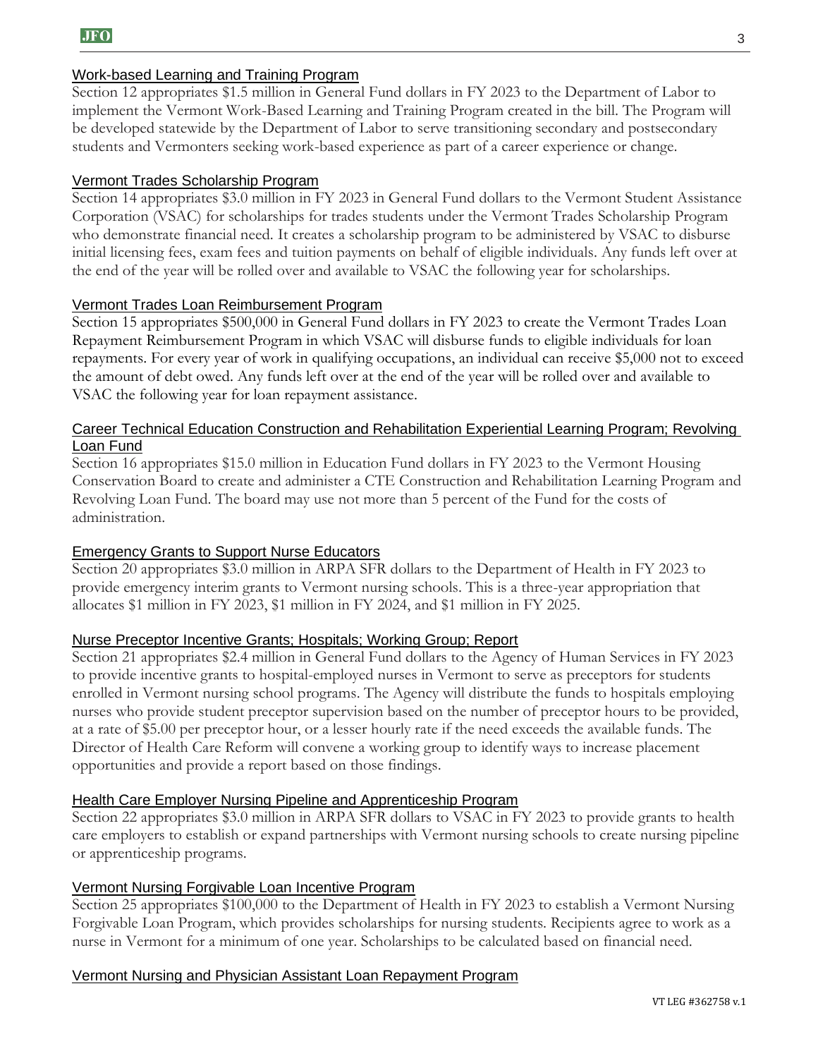### Work-based Learning and Training Program

Section 12 appropriates $1.5 million in General Fund dollars in FY 2023 to the Department of Labor to implement the Vermont Work-Based Learning and Training Program created in the bill. The Program will be developed statewide by the Department of Labor to serve transitioning secondary and postsecondary students and Vermonters seeking work-based experience as part of a career experience or change.

### Vermont Trades Scholarship Program

Section 14 appropriates $3.0 million in FY 2023 in General Fund dollars to the Vermont Student Assistance Corporation (VSAC) for scholarships for trades students under the Vermont Trades Scholarship Program who demonstrate financial need. It creates a scholarship program to be administered by VSAC to disburse initial licensing fees, exam fees and tuition payments on behalf of eligible individuals. Any funds left over at the end of the year will be rolled over and available to VSAC the following year for scholarships.

### Vermont Trades Loan Reimbursement Program

Section 15 appropriates $500,000 in General Fund dollars in FY 2023 to create the Vermont Trades Loan Repayment Reimbursement Program in which VSAC will disburse funds to eligible individuals for loan repayments. For every year of work in qualifying occupations, an individual can receive $5,000 not to exceed the amount of debt owed. Any funds left over at the end of the year will be rolled over and available to VSAC the following year for loan repayment assistance.

### Career Technical Education Construction and Rehabilitation Experiential Learning Program; Revolving Loan Fund

Section 16 appropriates $15.0 million in Education Fund dollars in FY 2023 to the Vermont Housing Conservation Board to create and administer a CTE Construction and Rehabilitation Learning Program and Revolving Loan Fund. The board may use not more than 5 percent of the Fund for the costs of administration.

### Emergency Grants to Support Nurse Educators

Section 20 appropriates $3.0 million in ARPA SFR dollars to the Department of Health in FY 2023 to provide emergency interim grants to Vermont nursing schools. This is a three-year appropriation that allocates $1 million in FY 2023, $1 million in FY 2024, and $1 million in FY 2025.

### Nurse Preceptor Incentive Grants; Hospitals; Working Group; Report

Section 21 appropriates $2.4 million in General Fund dollars to the Agency of Human Services in FY 2023 to provide incentive grants to hospital-employed nurses in Vermont to serve as preceptors for students enrolled in Vermont nursing school programs. The Agency will distribute the funds to hospitals employing nurses who provide student preceptor supervision based on the number of preceptor hours to be provided, at a rate of $5.00 per preceptor hour, or a lesser hourly rate if the need exceeds the available funds. The Director of Health Care Reform will convene a working group to identify ways to increase placement opportunities and provide a report based on those findings.

### Health Care Employer Nursing Pipeline and Apprenticeship Program

Section 22 appropriates $3.0 million in ARPA SFR dollars to VSAC in FY 2023 to provide grants to health care employers to establish or expand partnerships with Vermont nursing schools to create nursing pipeline or apprenticeship programs.

### Vermont Nursing Forgivable Loan Incentive Program

Section 25 appropriates $100,000 to the Department of Health in FY 2023 to establish a Vermont Nursing Forgivable Loan Program, which provides scholarships for nursing students. Recipients agree to work as a nurse in Vermont for a minimum of one year. Scholarships to be calculated based on financial need.

### Vermont Nursing and Physician Assistant Loan Repayment Program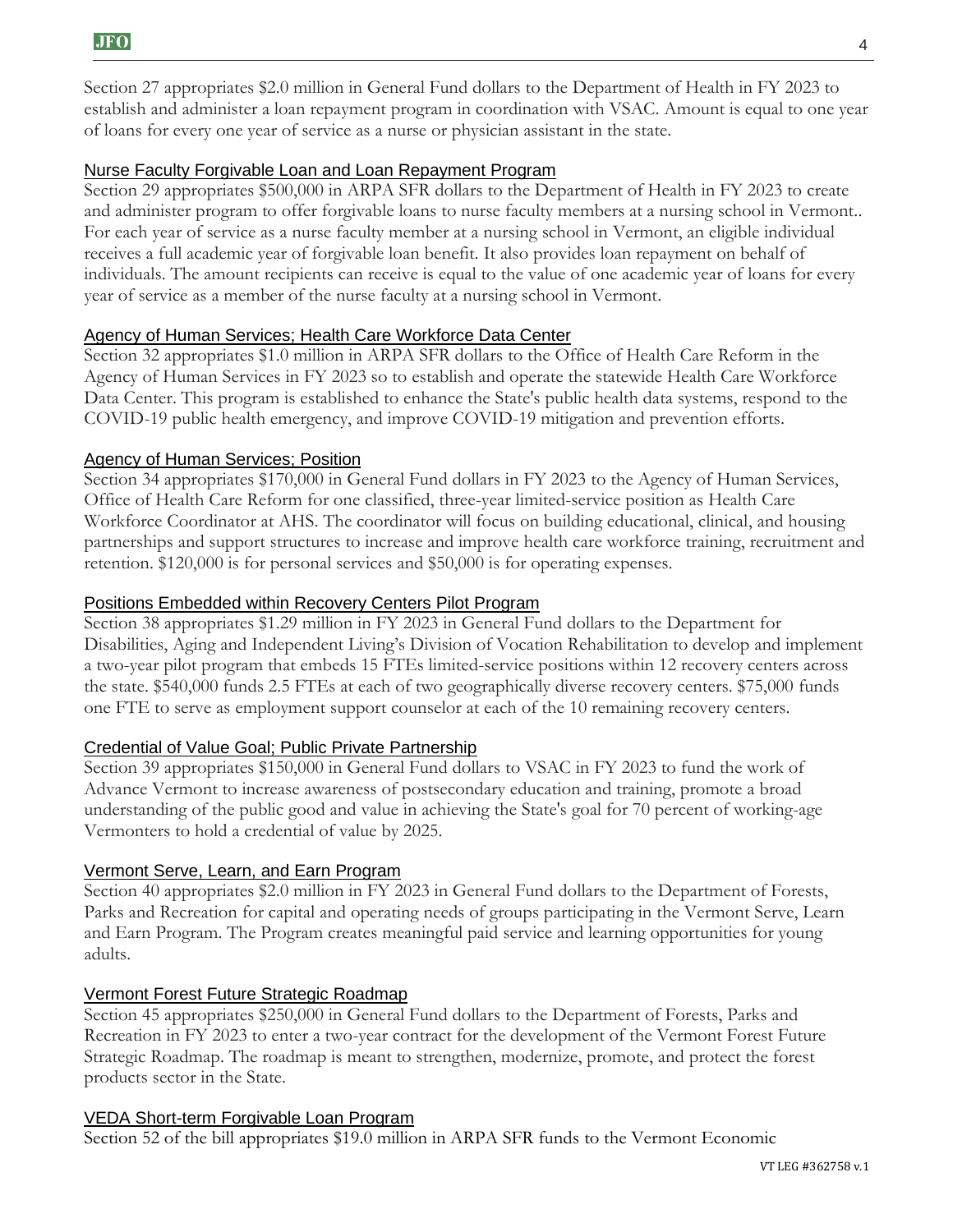Section 27 appropriates $2.0 million in General Fund dollars to the Department of Health in FY 2023 to establish and administer a loan repayment program in coordination with VSAC. Amount is equal to one year of loans for every one year of service as a nurse or physician assistant in the state.

### Nurse Faculty Forgivable Loan and Loan Repayment Program

Section 29 appropriates $500,000 in ARPA SFR dollars to the Department of Health in FY 2023 to create and administer program to offer forgivable loans to nurse faculty members at a nursing school in Vermont.. For each year of service as a nurse faculty member at a nursing school in Vermont, an eligible individual receives a full academic year of forgivable loan benefit. It also provides loan repayment on behalf of individuals. The amount recipients can receive is equal to the value of one academic year of loans for every year of service as a member of the nurse faculty at a nursing school in Vermont.

### Agency of Human Services; Health Care Workforce Data Center

Section 32 appropriates $1.0 million in ARPA SFR dollars to the Office of Health Care Reform in the Agency of Human Services in FY 2023 so to establish and operate the statewide Health Care Workforce Data Center. This program is established to enhance the State's public health data systems, respond to the COVID-19 public health emergency, and improve COVID-19 mitigation and prevention efforts.

### Agency of Human Services; Position

Section 34 appropriates $170,000 in General Fund dollars in FY 2023 to the Agency of Human Services, Office of Health Care Reform for one classified, three-year limited-service position as Health Care Workforce Coordinator at AHS. The coordinator will focus on building educational, clinical, and housing partnerships and support structures to increase and improve health care workforce training, recruitment and retention. $120,000 is for personal services and $50,000 is for operating expenses.

### Positions Embedded within Recovery Centers Pilot Program

Section 38 appropriates $1.29 million in FY 2023 in General Fund dollars to the Department for Disabilities, Aging and Independent Living's Division of Vocation Rehabilitation to develop and implement a two-year pilot program that embeds 15 FTEs limited-service positions within 12 recovery centers across the state. $540,000 funds 2.5 FTEs at each of two geographically diverse recovery centers. $75,000 funds one FTE to serve as employment support counselor at each of the 10 remaining recovery centers.

### Credential of Value Goal; Public Private Partnership

Section 39 appropriates $150,000 in General Fund dollars to VSAC in FY 2023 to fund the work of Advance Vermont to increase awareness of postsecondary education and training, promote a broad understanding of the public good and value in achieving the State's goal for 70 percent of working-age Vermonters to hold a credential of value by 2025.

### Vermont Serve, Learn, and Earn Program

Section 40 appropriates $2.0 million in FY 2023 in General Fund dollars to the Department of Forests, Parks and Recreation for capital and operating needs of groups participating in the Vermont Serve, Learn and Earn Program. The Program creates meaningful paid service and learning opportunities for young adults.

### Vermont Forest Future Strategic Roadmap

Section 45 appropriates $250,000 in General Fund dollars to the Department of Forests, Parks and Recreation in FY 2023 to enter a two-year contract for the development of the Vermont Forest Future Strategic Roadmap. The roadmap is meant to strengthen, modernize, promote, and protect the forest products sector in the State.

### VEDA Short-term Forgivable Loan Program

Section 52 of the bill appropriates $19.0 million in ARPA SFR funds to the Vermont Economic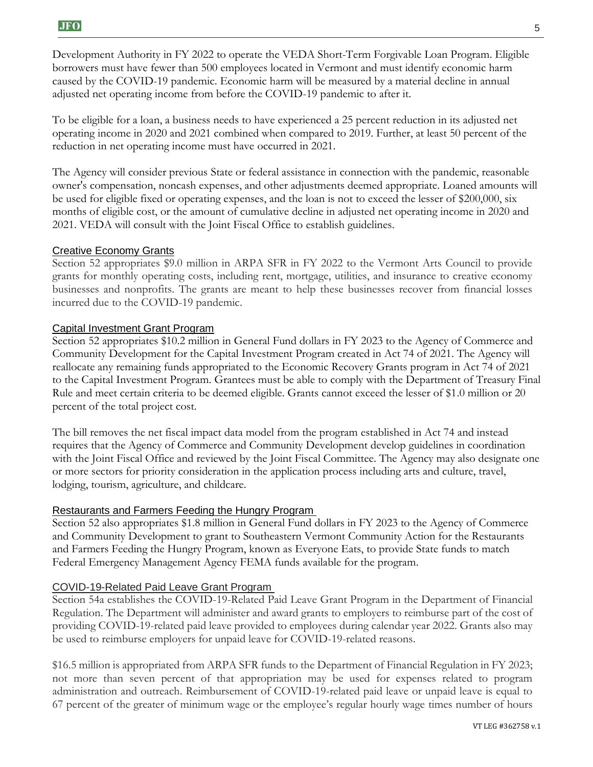Development Authority in FY 2022 to operate the VEDA Short-Term Forgivable Loan Program. Eligible borrowers must have fewer than 500 employees located in Vermont and must identify economic harm caused by the COVID-19 pandemic. Economic harm will be measured by a material decline in annual adjusted net operating income from before the COVID-19 pandemic to after it.

To be eligible for a loan, a business needs to have experienced a 25 percent reduction in its adjusted net operating income in 2020 and 2021 combined when compared to 2019. Further, at least 50 percent of the reduction in net operating income must have occurred in 2021.

The Agency will consider previous State or federal assistance in connection with the pandemic, reasonable owner's compensation, noncash expenses, and other adjustments deemed appropriate. Loaned amounts will be used for eligible fixed or operating expenses, and the loan is not to exceed the lesser of $200,000, six months of eligible cost, or the amount of cumulative decline in adjusted net operating income in 2020 and 2021. VEDA will consult with the Joint Fiscal Office to establish guidelines.

### Creative Economy Grants

Section 52 appropriates $9.0 million in ARPA SFR in FY 2022 to the Vermont Arts Council to provide grants for monthly operating costs, including rent, mortgage, utilities, and insurance to creative economy businesses and nonprofits. The grants are meant to help these businesses recover from financial losses incurred due to the COVID-19 pandemic.

### Capital Investment Grant Program

Section 52 appropriates $10.2 million in General Fund dollars in FY 2023 to the Agency of Commerce and Community Development for the Capital Investment Program created in Act 74 of 2021. The Agency will reallocate any remaining funds appropriated to the Economic Recovery Grants program in Act 74 of 2021 to the Capital Investment Program. Grantees must be able to comply with the Department of Treasury Final Rule and meet certain criteria to be deemed eligible. Grants cannot exceed the lesser of $1.0 million or 20 percent of the total project cost.

The bill removes the net fiscal impact data model from the program established in Act 74 and instead requires that the Agency of Commerce and Community Development develop guidelines in coordination with the Joint Fiscal Office and reviewed by the Joint Fiscal Committee. The Agency may also designate one or more sectors for priority consideration in the application process including arts and culture, travel, lodging, tourism, agriculture, and childcare.

### Restaurants and Farmers Feeding the Hungry Program

Section 52 also appropriates $1.8 million in General Fund dollars in FY 2023 to the Agency of Commerce and Community Development to grant to Southeastern Vermont Community Action for the Restaurants and Farmers Feeding the Hungry Program, known as Everyone Eats, to provide State funds to match Federal Emergency Management Agency FEMA funds available for the program.

### COVID-19-Related Paid Leave Grant Program

Section 54a establishes the COVID-19-Related Paid Leave Grant Program in the Department of Financial Regulation. The Department will administer and award grants to employers to reimburse part of the cost of providing COVID-19-related paid leave provided to employees during calendar year 2022. Grants also may be used to reimburse employers for unpaid leave for COVID-19-related reasons.

$16.5 million is appropriated from ARPA SFR funds to the Department of Financial Regulation in FY 2023; not more than seven percent of that appropriation may be used for expenses related to program administration and outreach. Reimbursement of COVID-19-related paid leave or unpaid leave is equal to 67 percent of the greater of minimum wage or the employee's regular hourly wage times number of hours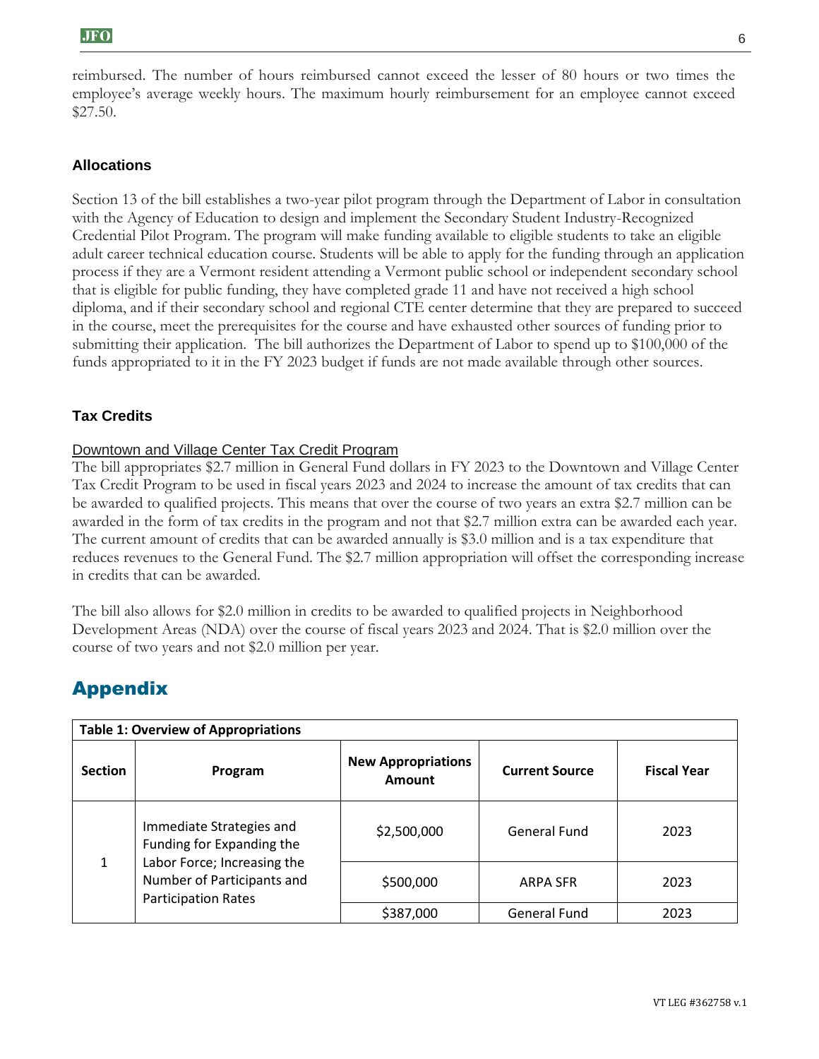reimbursed. The number of hours reimbursed cannot exceed the lesser of 80 hours or two times the employee's average weekly hours. The maximum hourly reimbursement for an employee cannot exceed $27.50.

### Allocations

Section 13 of the bill establishes a two-year pilot program through the Department of Labor in consultation with the Agency of Education to design and implement the Secondary Student Industry-Recognized Credential Pilot Program. The program will make funding available to eligible students to take an eligible adult career technical education course. Students will be able to apply for the funding through an application process if they are a Vermont resident attending a Vermont public school or independent secondary school that is eligible for public funding, they have completed grade 11 and have not received a high school diploma, and if their secondary school and regional CTE center determine that they are prepared to succeed in the course, meet the prerequisites for the course and have exhausted other sources of funding prior to submitting their application. The bill authorizes the Department of Labor to spend up to $100,000 of the funds appropriated to it in the FY 2023 budget if funds are not made available through other sources.

### Tax Credits

Downtown and Village Center Tax Credit Program

The bill appropriates $2.7 million in General Fund dollars in FY 2023 to the Downtown and Village Center Tax Credit Program to be used in fiscal years 2023 and 2024 to increase the amount of tax credits that can be awarded to qualified projects. This means that over the course of two years an extra $2.7 million can be awarded in the form of tax credits in the program and not that $2.7 million extra can be awarded each year. The current amount of credits that can be awarded annually is $3.0 million and is a tax expenditure that reduces revenues to the General Fund. The $2.7 million appropriation will offset the corresponding increase in credits that can be awarded.

The bill also allows for $2.0 million in credits to be awarded to qualified projects in Neighborhood Development Areas (NDA) over the course of fiscal years 2023 and 2024. That is $2.0 million over the course of two years and not $2.0 million per year.

## Appendix

**Table 1: Overview of Appropriations**

| Section | Program | New Appropriations Amount | Current Source | Fiscal Year |
|---|---|---|---|---|
| 1 | Immediate Strategies and Funding for Expanding the Labor Force; Increasing the Number of Participants and Participation Rates | $2,500,000 | General Fund | 2023 |
| | | $500,000 | ARPA SFR | 2023 |
| | | $387,000 | General Fund | 2023 |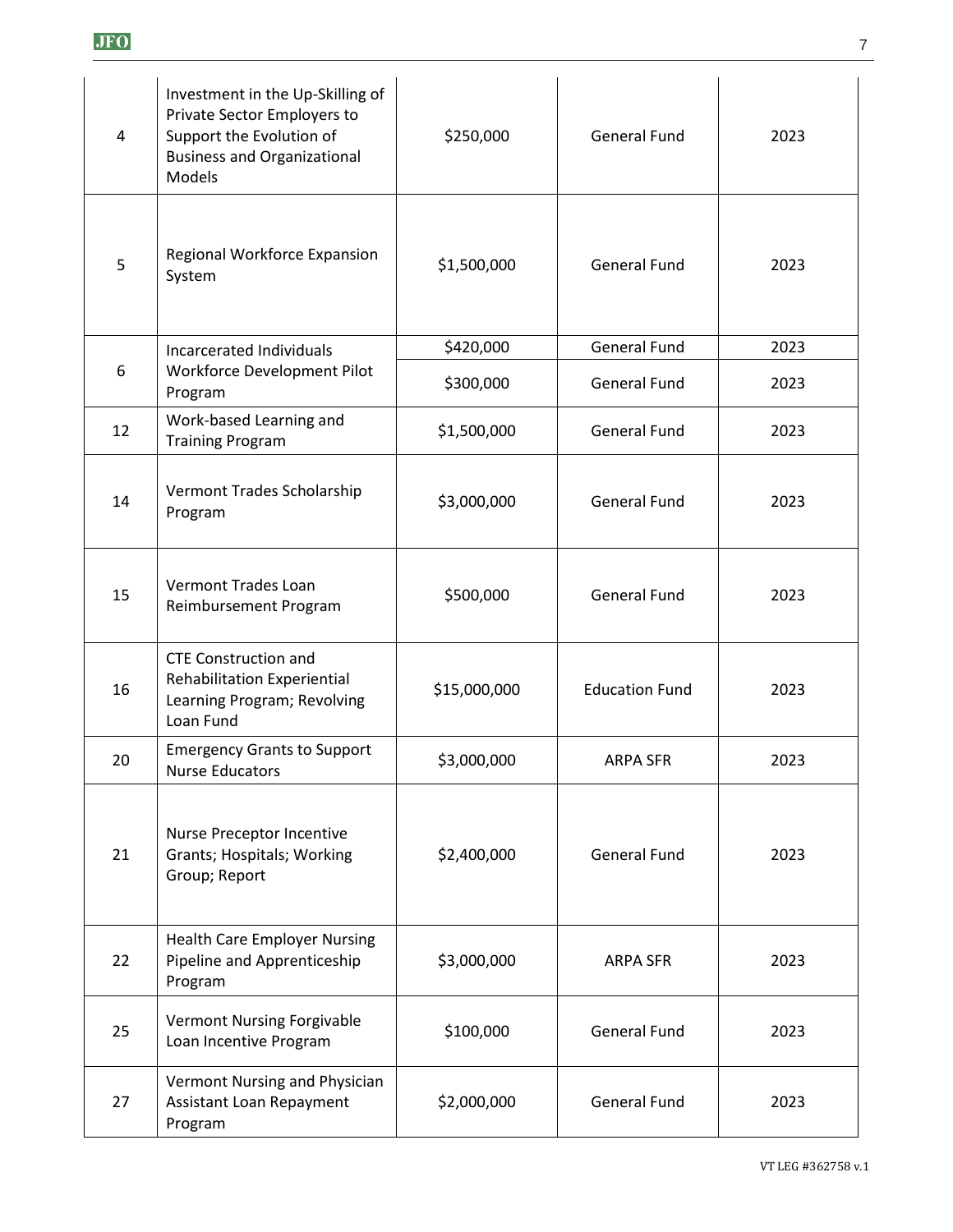| 4 | Investment in the Up-Skilling of Private Sector Employers to Support the Evolution of Business and Organizational Models | $250,000 | General Fund | 2023 |
|---|---|---|---|---|
| 5 | Regional Workforce Expansion System | $1,500,000 | General Fund | 2023 |
| 6 | Incarcerated Individuals Workforce Development Pilot Program | $420,000 | General Fund | 2023 |
| | | $300,000 | General Fund | 2023 |
| 12 | Work-based Learning and Training Program | $1,500,000 | General Fund | 2023 |
| 14 | Vermont Trades Scholarship Program | $3,000,000 | General Fund | 2023 |
| 15 | Vermont Trades Loan Reimbursement Program | $500,000 | General Fund | 2023 |
| 16 | CTE Construction and Rehabilitation Experiential Learning Program; Revolving Loan Fund | $15,000,000 | Education Fund | 2023 |
| 20 | Emergency Grants to Support Nurse Educators | $3,000,000 | ARPA SFR | 2023 |
| 21 | Nurse Preceptor Incentive Grants; Hospitals; Working Group; Report | $2,400,000 | General Fund | 2023 |
| 22 | Health Care Employer Nursing Pipeline and Apprenticeship Program | $3,000,000 | ARPA SFR | 2023 |
| 25 | Vermont Nursing Forgivable Loan Incentive Program | $100,000 | General Fund | 2023 |
| 27 | Vermont Nursing and Physician Assistant Loan Repayment Program | $2,000,000 | General Fund | 2023 |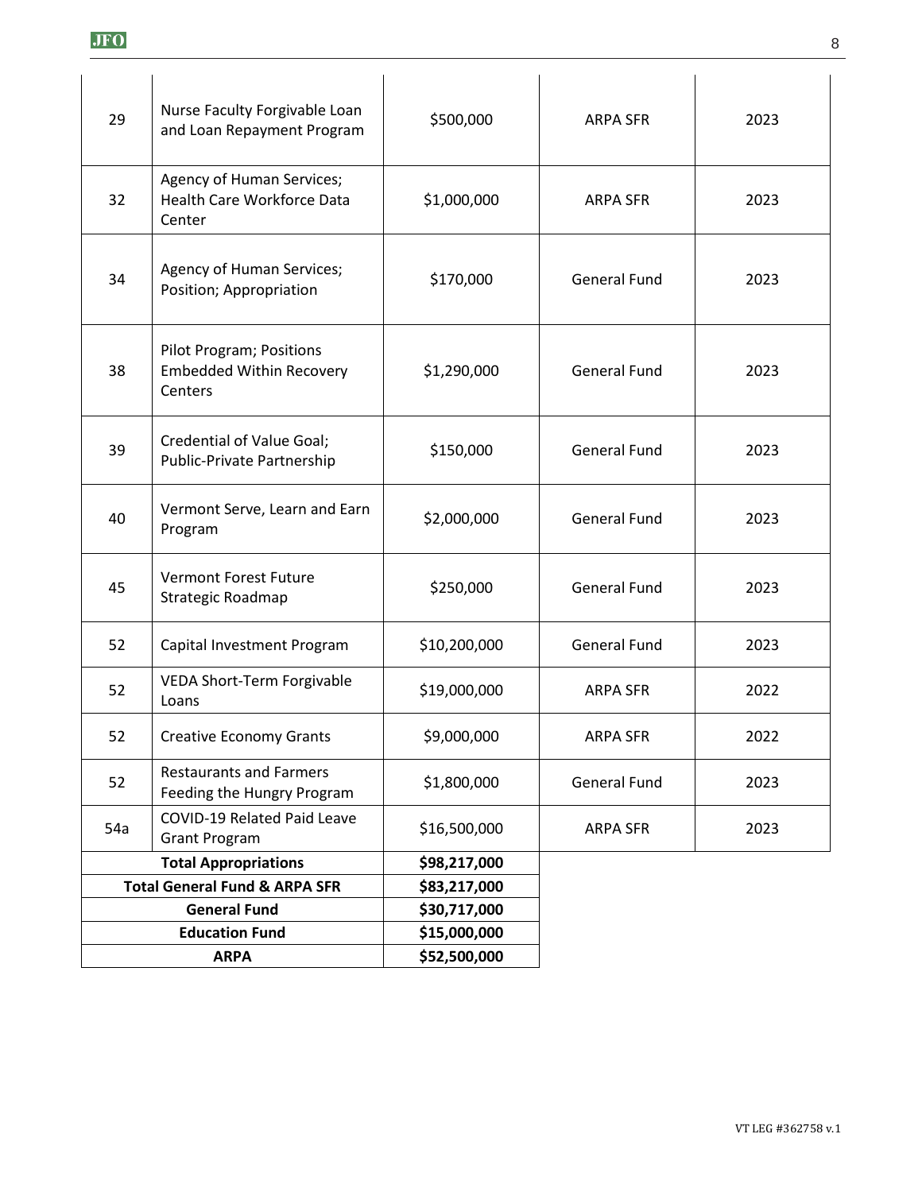| | | | | |
|---|---|---|---|---|
| 29 | Nurse Faculty Forgivable Loan and Loan Repayment Program | $500,000 | ARPA SFR | 2023 |
| 32 | Agency of Human Services; Health Care Workforce Data Center | $1,000,000 | ARPA SFR | 2023 |
| 34 | Agency of Human Services; Position; Appropriation | $170,000 | General Fund | 2023 |
| 38 | Pilot Program; Positions Embedded Within Recovery Centers | $1,290,000 | General Fund | 2023 |
| 39 | Credential of Value Goal; Public-Private Partnership | $150,000 | General Fund | 2023 |
| 40 | Vermont Serve, Learn and Earn Program | $2,000,000 | General Fund | 2023 |
| 45 | Vermont Forest Future Strategic Roadmap | $250,000 | General Fund | 2023 |
| 52 | Capital Investment Program | $10,200,000 | General Fund | 2023 |
| 52 | VEDA Short-Term Forgivable Loans | $19,000,000 | ARPA SFR | 2022 |
| 52 | Creative Economy Grants | $9,000,000 | ARPA SFR | 2022 |
| 52 | Restaurants and Farmers Feeding the Hungry Program | $1,800,000 | General Fund | 2023 |
| 54a | COVID-19 Related Paid Leave Grant Program | $16,500,000 | ARPA SFR | 2023 |
| **Total Appropriations** | | **$98,217,000** | | |
| **Total General Fund & ARPA SFR** | | **$83,217,000** | | |
| **General Fund** | | **$30,717,000** | | |
| **Education Fund** | | **$15,000,000** | | |
| **ARPA** | | **$52,500,000** | | |